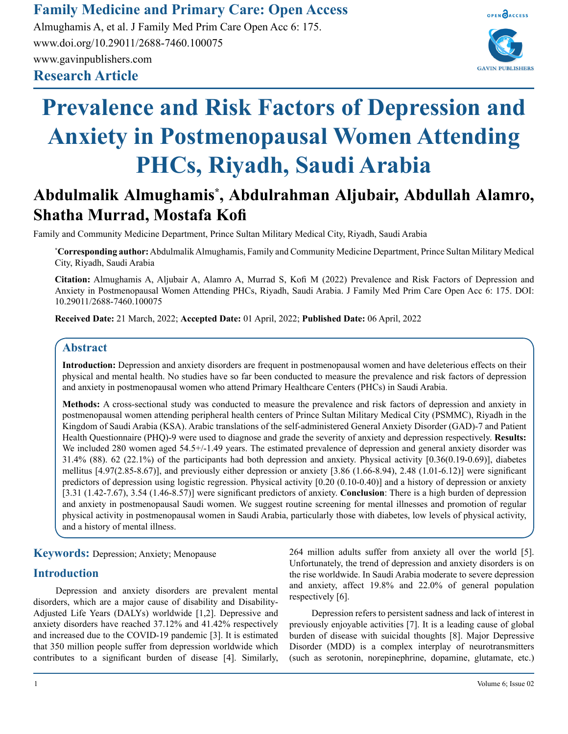Family Medicine and Primary Care: Open Access

Almughamis A, et al. J Family Med Prim Care Open Acc 6: 175.
www.doi.org/10.29011/2688-7460.100075
www.gavinpublishers.com

Research Article

# Prevalence and Risk Factors of Depression and Anxiety in Postmenopausal Women Attending PHCs, Riyadh, Saudi Arabia

**Abdulmalik Almughamis*, Abdulrahman Aljubair, Abdullah Alamro, Shatha Murrad, Mostafa Kofi**

Family and Community Medicine Department, Prince Sultan Military Medical City, Riyadh, Saudi Arabia

***Corresponding author:** Abdulmalik Almughamis, Family and Community Medicine Department, Prince Sultan Military Medical City, Riyadh, Saudi Arabia

**Citation:** Almughamis A, Aljubair A, Alamro A, Murrad S, Kofi M (2022) Prevalence and Risk Factors of Depression and Anxiety in Postmenopausal Women Attending PHCs, Riyadh, Saudi Arabia. J Family Med Prim Care Open Acc 6: 175. DOI: 10.29011/2688-7460.100075

**Received Date:** 21 March, 2022; **Accepted Date:** 01 April, 2022; **Published Date:** 06 April, 2022

## Abstract

**Introduction:** Depression and anxiety disorders are frequent in postmenopausal women and have deleterious effects on their physical and mental health. No studies have so far been conducted to measure the prevalence and risk factors of depression and anxiety in postmenopausal women who attend Primary Healthcare Centers (PHCs) in Saudi Arabia.

**Methods:** A cross-sectional study was conducted to measure the prevalence and risk factors of depression and anxiety in postmenopausal women attending peripheral health centers of Prince Sultan Military Medical City (PSMMC), Riyadh in the Kingdom of Saudi Arabia (KSA). Arabic translations of the self-administered General Anxiety Disorder (GAD)-7 and Patient Health Questionnaire (PHQ)-9 were used to diagnose and grade the severity of anxiety and depression respectively. **Results:** We included 280 women aged 54.5+/-1.49 years. The estimated prevalence of depression and general anxiety disorder was 31.4% (88). 62 (22.1%) of the participants had both depression and anxiety. Physical activity [0.36(0.19-0.69)], diabetes mellitus [4.97(2.85-8.67)], and previously either depression or anxiety [3.86 (1.66-8.94), 2.48 (1.01-6.12)] were significant predictors of depression using logistic regression. Physical activity [0.20 (0.10-0.40)] and a history of depression or anxiety [3.31 (1.42-7.67), 3.54 (1.46-8.57)] were significant predictors of anxiety. **Conclusion**: There is a high burden of depression and anxiety in postmenopausal Saudi women. We suggest routine screening for mental illnesses and promotion of regular physical activity in postmenopausal women in Saudi Arabia, particularly those with diabetes, low levels of physical activity, and a history of mental illness.

**Keywords:** Depression; Anxiety; Menopause

## Introduction

Depression and anxiety disorders are prevalent mental disorders, which are a major cause of disability and Disability-Adjusted Life Years (DALYs) worldwide [1,2]. Depressive and anxiety disorders have reached 37.12% and 41.42% respectively and increased due to the COVID-19 pandemic [3]. It is estimated that 350 million people suffer from depression worldwide which contributes to a significant burden of disease [4]. Similarly, 264 million adults suffer from anxiety all over the world [5]. Unfortunately, the trend of depression and anxiety disorders is on the rise worldwide. In Saudi Arabia moderate to severe depression and anxiety, affect 19.8% and 22.0% of general population respectively [6].

Depression refers to persistent sadness and lack of interest in previously enjoyable activities [7]. It is a leading cause of global burden of disease with suicidal thoughts [8]. Major Depressive Disorder (MDD) is a complex interplay of neurotransmitters (such as serotonin, norepinephrine, dopamine, glutamate, etc.)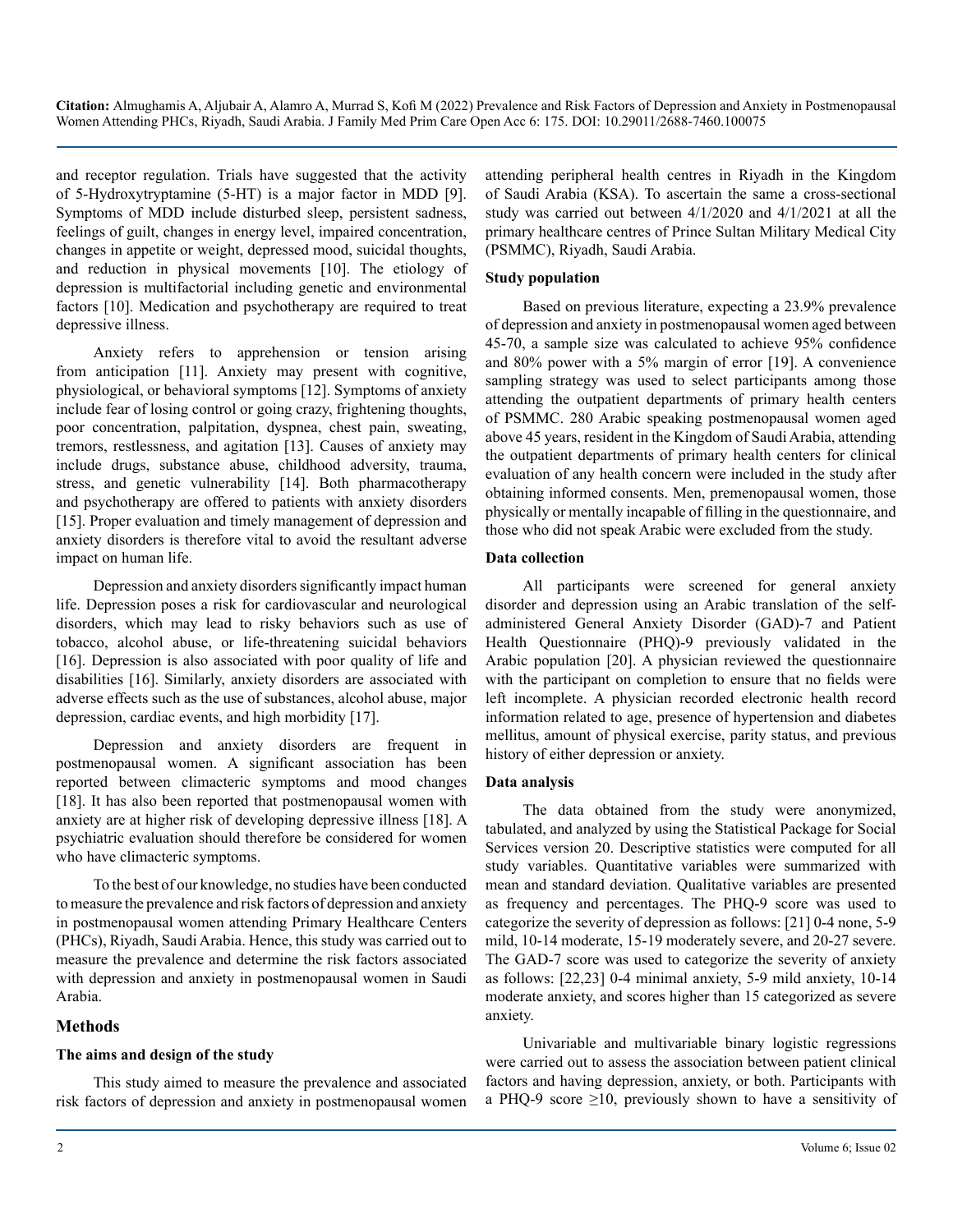and receptor regulation. Trials have suggested that the activity of 5-Hydroxytryptamine (5-HT) is a major factor in MDD [9]. Symptoms of MDD include disturbed sleep, persistent sadness, feelings of guilt, changes in energy level, impaired concentration, changes in appetite or weight, depressed mood, suicidal thoughts, and reduction in physical movements [10]. The etiology of depression is multifactorial including genetic and environmental factors [10]. Medication and psychotherapy are required to treat depressive illness.

Anxiety refers to apprehension or tension arising from anticipation [11]. Anxiety may present with cognitive, physiological, or behavioral symptoms [12]. Symptoms of anxiety include fear of losing control or going crazy, frightening thoughts, poor concentration, palpitation, dyspnea, chest pain, sweating, tremors, restlessness, and agitation [13]. Causes of anxiety may include drugs, substance abuse, childhood adversity, trauma, stress, and genetic vulnerability [14]. Both pharmacotherapy and psychotherapy are offered to patients with anxiety disorders [15]. Proper evaluation and timely management of depression and anxiety disorders is therefore vital to avoid the resultant adverse impact on human life.

Depression and anxiety disorders significantly impact human life. Depression poses a risk for cardiovascular and neurological disorders, which may lead to risky behaviors such as use of tobacco, alcohol abuse, or life-threatening suicidal behaviors [16]. Depression is also associated with poor quality of life and disabilities [16]. Similarly, anxiety disorders are associated with adverse effects such as the use of substances, alcohol abuse, major depression, cardiac events, and high morbidity [17].

Depression and anxiety disorders are frequent in postmenopausal women. A significant association has been reported between climacteric symptoms and mood changes [18]. It has also been reported that postmenopausal women with anxiety are at higher risk of developing depressive illness [18]. A psychiatric evaluation should therefore be considered for women who have climacteric symptoms.

To the best of our knowledge, no studies have been conducted to measure the prevalence and risk factors of depression and anxiety in postmenopausal women attending Primary Healthcare Centers (PHCs), Riyadh, Saudi Arabia. Hence, this study was carried out to measure the prevalence and determine the risk factors associated with depression and anxiety in postmenopausal women in Saudi Arabia.

## Methods

### The aims and design of the study

This study aimed to measure the prevalence and associated risk factors of depression and anxiety in postmenopausal women attending peripheral health centres in Riyadh in the Kingdom of Saudi Arabia (KSA). To ascertain the same a cross-sectional study was carried out between 4/1/2020 and 4/1/2021 at all the primary healthcare centres of Prince Sultan Military Medical City (PSMMC), Riyadh, Saudi Arabia.

### Study population

Based on previous literature, expecting a 23.9% prevalence of depression and anxiety in postmenopausal women aged between 45-70, a sample size was calculated to achieve 95% confidence and 80% power with a 5% margin of error [19]. A convenience sampling strategy was used to select participants among those attending the outpatient departments of primary health centers of PSMMC. 280 Arabic speaking postmenopausal women aged above 45 years, resident in the Kingdom of Saudi Arabia, attending the outpatient departments of primary health centers for clinical evaluation of any health concern were included in the study after obtaining informed consents. Men, premenopausal women, those physically or mentally incapable of filling in the questionnaire, and those who did not speak Arabic were excluded from the study.

### Data collection

All participants were screened for general anxiety disorder and depression using an Arabic translation of the self-administered General Anxiety Disorder (GAD)-7 and Patient Health Questionnaire (PHQ)-9 previously validated in the Arabic population [20]. A physician reviewed the questionnaire with the participant on completion to ensure that no fields were left incomplete. A physician recorded electronic health record information related to age, presence of hypertension and diabetes mellitus, amount of physical exercise, parity status, and previous history of either depression or anxiety.

### Data analysis

The data obtained from the study were anonymized, tabulated, and analyzed by using the Statistical Package for Social Services version 20. Descriptive statistics were computed for all study variables. Quantitative variables were summarized with mean and standard deviation. Qualitative variables are presented as frequency and percentages. The PHQ-9 score was used to categorize the severity of depression as follows: [21] 0-4 none, 5-9 mild, 10-14 moderate, 15-19 moderately severe, and 20-27 severe. The GAD-7 score was used to categorize the severity of anxiety as follows: [22,23] 0-4 minimal anxiety, 5-9 mild anxiety, 10-14 moderate anxiety, and scores higher than 15 categorized as severe anxiety.

Univariable and multivariable binary logistic regressions were carried out to assess the association between patient clinical factors and having depression, anxiety, or both. Participants with a PHQ-9 score $\geq 10$, previously shown to have a sensitivity of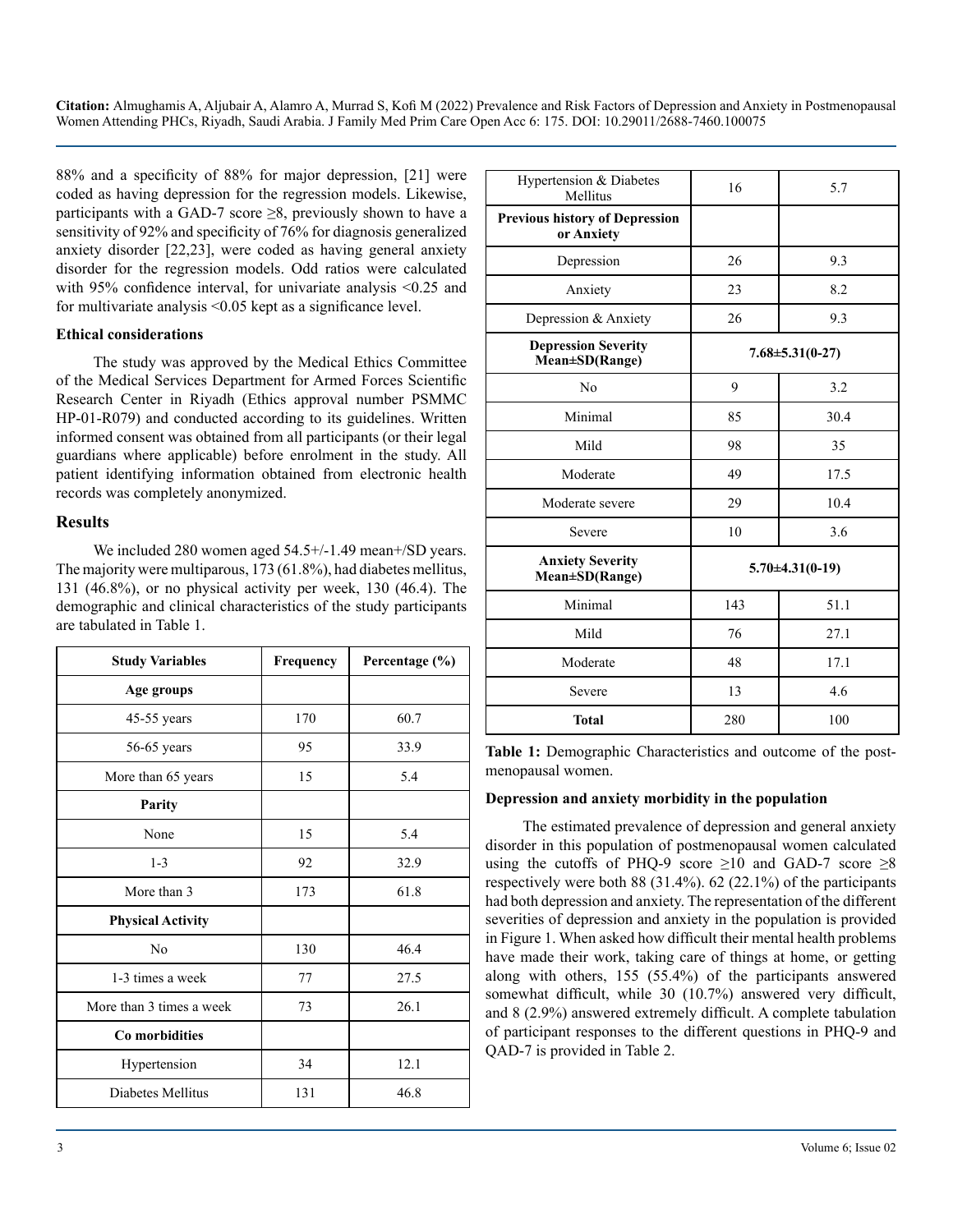88% and a specificity of 88% for major depression, [21] were coded as having depression for the regression models. Likewise, participants with a GAD-7 score ≥8, previously shown to have a sensitivity of 92% and specificity of 76% for diagnosis generalized anxiety disorder [22,23], were coded as having general anxiety disorder for the regression models. Odd ratios were calculated with 95% confidence interval, for univariate analysis <0.25 and for multivariate analysis <0.05 kept as a significance level.

### Ethical considerations

The study was approved by the Medical Ethics Committee of the Medical Services Department for Armed Forces Scientific Research Center in Riyadh (Ethics approval number PSMMC HP-01-R079) and conducted according to its guidelines. Written informed consent was obtained from all participants (or their legal guardians where applicable) before enrolment in the study. All patient identifying information obtained from electronic health records was completely anonymized.

## Results

We included 280 women aged 54.5+/-1.49 mean+/SD years. The majority were multiparous, 173 (61.8%), had diabetes mellitus, 131 (46.8%), or no physical activity per week, 130 (46.4). The demographic and clinical characteristics of the study participants are tabulated in Table 1.

| Study Variables | Frequency | Percentage (%) |
|---|---|---|
| **Age groups** | | |
| 45-55 years | 170 | 60.7 |
| 56-65 years | 95 | 33.9 |
| More than 65 years | 15 | 5.4 |
| **Parity** | | |
| None | 15 | 5.4 |
| 1-3 | 92 | 32.9 |
| More than 3 | 173 | 61.8 |
| **Physical Activity** | | |
| No | 130 | 46.4 |
| 1-3 times a week | 77 | 27.5 |
| More than 3 times a week | 73 | 26.1 |
| **Co morbidities** | | |
| Hypertension | 34 | 12.1 |
| Diabetes Mellitus | 131 | 46.8 |
| Hypertension & Diabetes Mellitus | 16 | 5.7 |
| **Previous history of Depression or Anxiety** | | |
| Depression | 26 | 9.3 |
| Anxiety | 23 | 8.2 |
| Depression & Anxiety | 26 | 9.3 |
| **Depression Severity Mean±SD(Range)** | **7.68±5.31(0-27)** | |
| No | 9 | 3.2 |
| Minimal | 85 | 30.4 |
| Mild | 98 | 35 |
| Moderate | 49 | 17.5 |
| Moderate severe | 29 | 10.4 |
| Severe | 10 | 3.6 |
| **Anxiety Severity Mean±SD(Range)** | **5.70±4.31(0-19)** | |
| Minimal | 143 | 51.1 |
| Mild | 76 | 27.1 |
| Moderate | 48 | 17.1 |
| Severe | 13 | 4.6 |
| **Total** | 280 | 100 |

**Table 1:** Demographic Characteristics and outcome of the post-menopausal women.

### Depression and anxiety morbidity in the population

The estimated prevalence of depression and general anxiety disorder in this population of postmenopausal women calculated using the cutoffs of PHQ-9 score ≥10 and GAD-7 score ≥8 respectively were both 88 (31.4%). 62 (22.1%) of the participants had both depression and anxiety. The representation of the different severities of depression and anxiety in the population is provided in Figure 1. When asked how difficult their mental health problems have made their work, taking care of things at home, or getting along with others, 155 (55.4%) of the participants answered somewhat difficult, while 30 (10.7%) answered very difficult, and 8 (2.9%) answered extremely difficult. A complete tabulation of participant responses to the different questions in PHQ-9 and QAD-7 is provided in Table 2.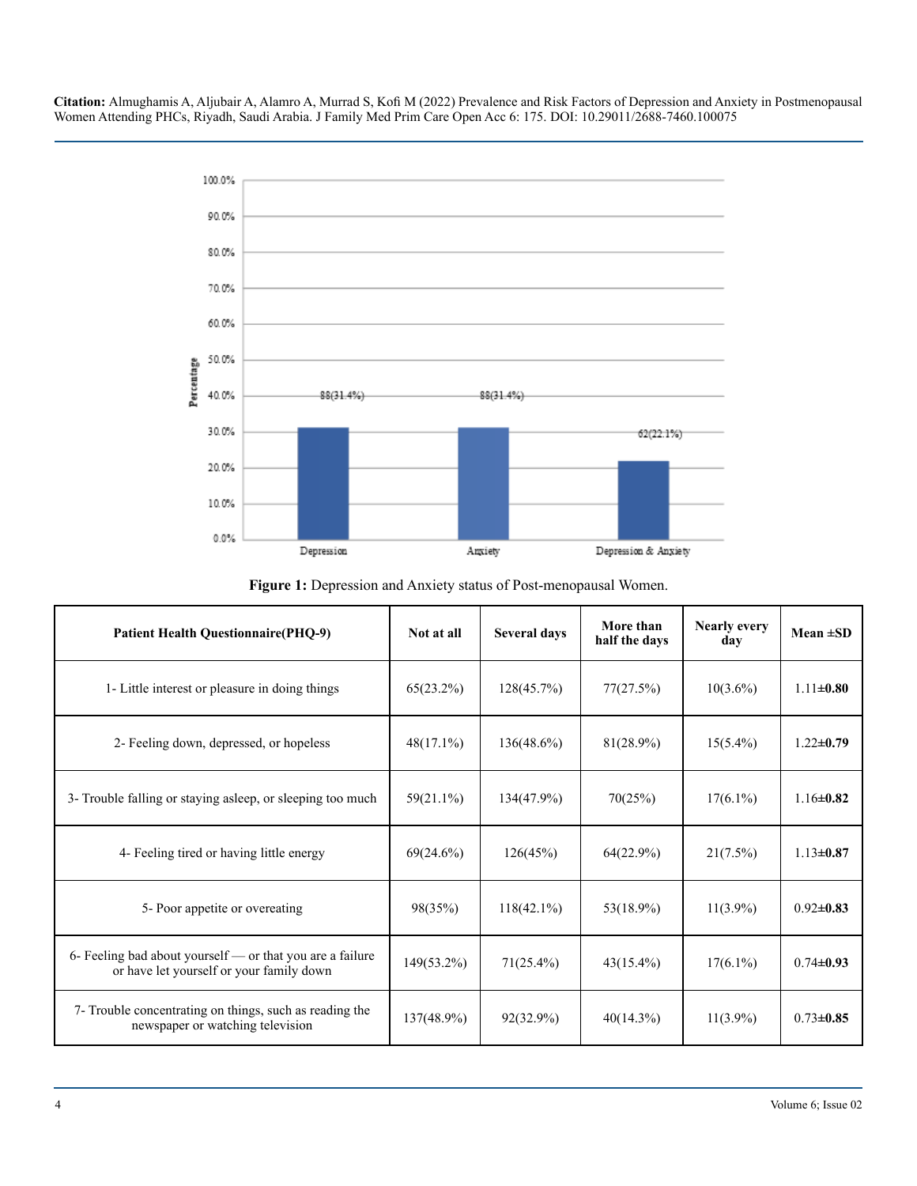**Figure 1:** Depression and Anxiety status of Post-menopausal Women.

| Patient Health Questionnaire(PHQ-9) | Not at all | Several days | More than half the days | Nearly every day | Mean ±SD |
|---|---|---|---|---|---|
| 1- Little interest or pleasure in doing things | 65(23.2%) | 128(45.7%) | 77(27.5%) | 10(3.6%) | 1.11±**0.80** |
| 2- Feeling down, depressed, or hopeless | 48(17.1%) | 136(48.6%) | 81(28.9%) | 15(5.4%) | 1.22±**0.79** |
| 3- Trouble falling or staying asleep, or sleeping too much | 59(21.1%) | 134(47.9%) | 70(25%) | 17(6.1%) | 1.16±**0.82** |
| 4- Feeling tired or having little energy | 69(24.6%) | 126(45%) | 64(22.9%) | 21(7.5%) | 1.13±**0.87** |
| 5- Poor appetite or overeating | 98(35%) | 118(42.1%) | 53(18.9%) | 11(3.9%) | 0.92±**0.83** |
| 6- Feeling bad about yourself — or that you are a failure or have let yourself or your family down | 149(53.2%) | 71(25.4%) | 43(15.4%) | 17(6.1%) | 0.74±**0.93** |
| 7- Trouble concentrating on things, such as reading the newspaper or watching television | 137(48.9%) | 92(32.9%) | 40(14.3%) | 11(3.9%) | 0.73±**0.85** |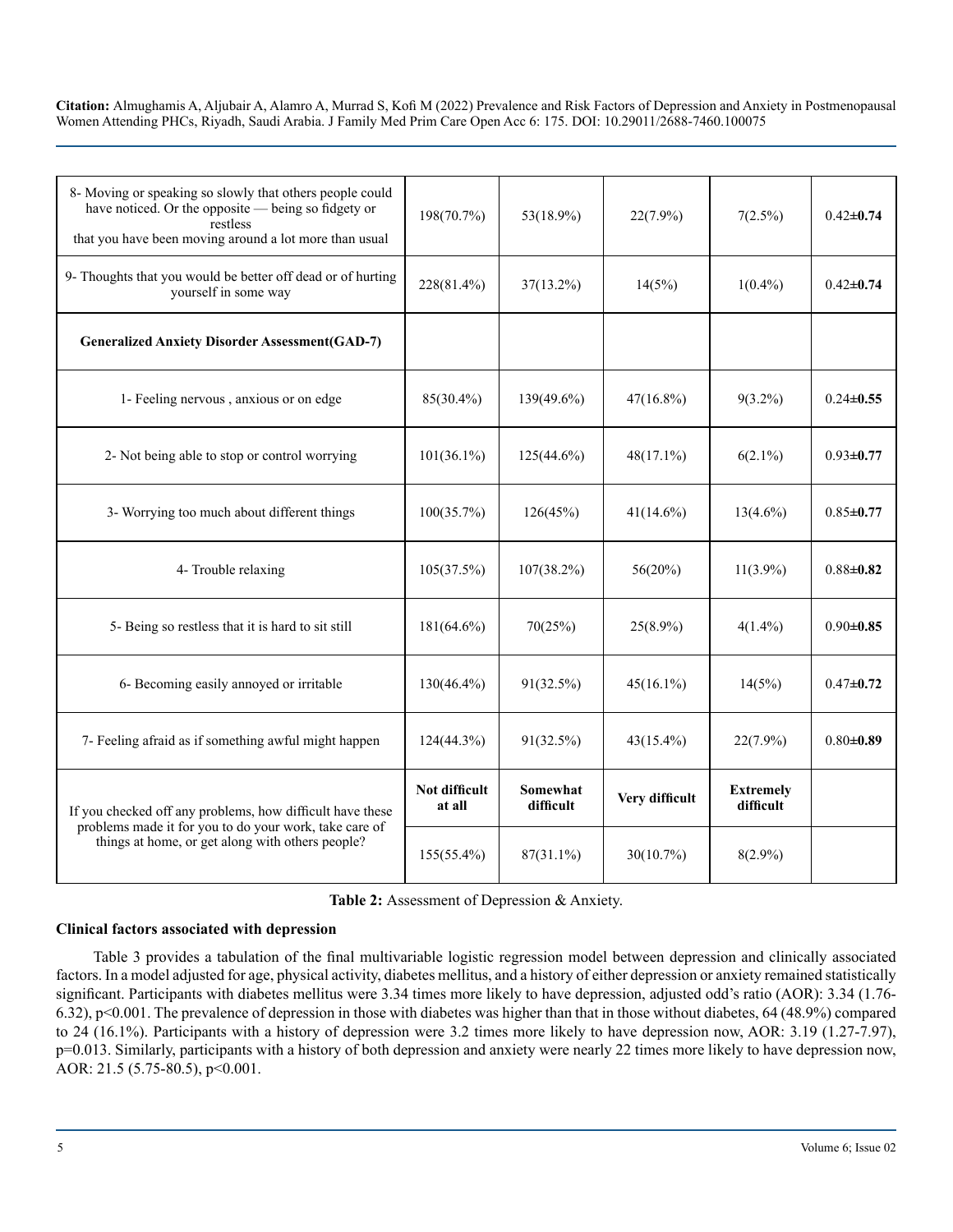| | | | | | |
|---|---|---|---|---|---|
| 8- Moving or speaking so slowly that others people could have noticed. Or the opposite — being so fidgety or restless that you have been moving around a lot more than usual | 198(70.7%) | 53(18.9%) | 22(7.9%) | 7(2.5%) | 0.42±**0.74** |
| 9- Thoughts that you would be better off dead or of hurting yourself in some way | 228(81.4%) | 37(13.2%) | 14(5%) | 1(0.4%) | 0.42±**0.74** |
| **Generalized Anxiety Disorder Assessment(GAD-7)** | | | | | |
| 1- Feeling nervous , anxious or on edge | 85(30.4%) | 139(49.6%) | 47(16.8%) | 9(3.2%) | 0.24±**0.55** |
| 2- Not being able to stop or control worrying | 101(36.1%) | 125(44.6%) | 48(17.1%) | 6(2.1%) | 0.93±**0.77** |
| 3- Worrying too much about different things | 100(35.7%) | 126(45%) | 41(14.6%) | 13(4.6%) | 0.85±**0.77** |
| 4- Trouble relaxing | 105(37.5%) | 107(38.2%) | 56(20%) | 11(3.9%) | 0.88±**0.82** |
| 5- Being so restless that it is hard to sit still | 181(64.6%) | 70(25%) | 25(8.9%) | 4(1.4%) | 0.90±**0.85** |
| 6- Becoming easily annoyed or irritable | 130(46.4%) | 91(32.5%) | 45(16.1%) | 14(5%) | 0.47±**0.72** |
| 7- Feeling afraid as if something awful might happen | 124(44.3%) | 91(32.5%) | 43(15.4%) | 22(7.9%) | 0.80±**0.89** |
| If you checked off any problems, how difficult have these problems made it for you to do your work, take care of things at home, or get along with others people? | **Not difficult at all** | **Somewhat difficult** | **Very difficult** | **Extremely difficult** | |
| | 155(55.4%) | 87(31.1%) | 30(10.7%) | 8(2.9%) | |

**Table 2:** Assessment of Depression & Anxiety.

### Clinical factors associated with depression

Table 3 provides a tabulation of the final multivariable logistic regression model between depression and clinically associated factors. In a model adjusted for age, physical activity, diabetes mellitus, and a history of either depression or anxiety remained statistically significant. Participants with diabetes mellitus were 3.34 times more likely to have depression, adjusted odd's ratio (AOR): 3.34 (1.76-6.32), $p<0.001$. The prevalence of depression in those with diabetes was higher than that in those without diabetes, 64 (48.9%) compared to 24 (16.1%). Participants with a history of depression were 3.2 times more likely to have depression now, AOR: 3.19 (1.27-7.97), $p=0.013$. Similarly, participants with a history of both depression and anxiety were nearly 22 times more likely to have depression now, AOR: 21.5 (5.75-80.5), $p<0.001$.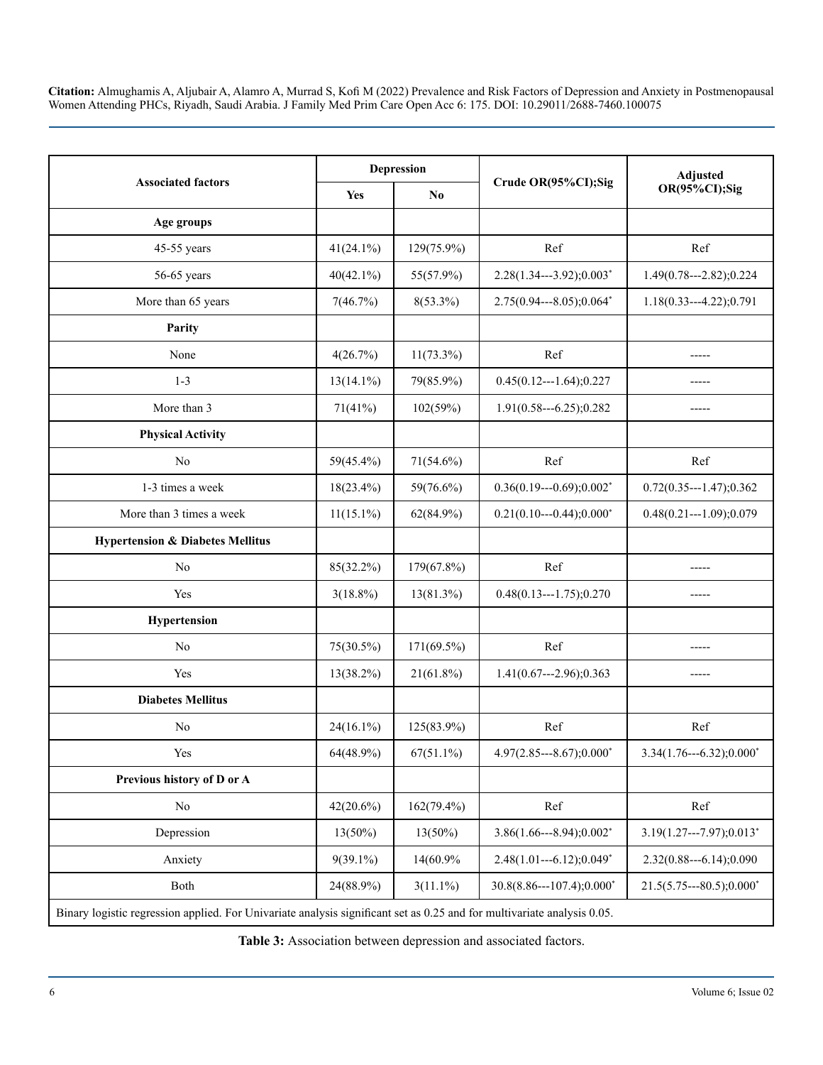| Associated factors | Depression | | Crude OR(95%CI);Sig | Adjusted OR(95%CI);Sig |
|---|---|---|---|---|
| | Yes | No | | |
| **Age groups** | | | | |
| 45-55 years | 41(24.1%) | 129(75.9%) | Ref | Ref |
| 56-65 years | 40(42.1%) | 55(57.9%) | 2.28(1.34---3.92);0.003* | 1.49(0.78---2.82);0.224 |
| More than 65 years | 7(46.7%) | 8(53.3%) | 2.75(0.94---8.05);0.064* | 1.18(0.33---4.22);0.791 |
| **Parity** | | | | |
| None | 4(26.7%) | 11(73.3%) | Ref | ----- |
| 1-3 | 13(14.1%) | 79(85.9%) | 0.45(0.12---1.64);0.227 | ----- |
| More than 3 | 71(41%) | 102(59%) | 1.91(0.58---6.25);0.282 | ----- |
| **Physical Activity** | | | | |
| No | 59(45.4%) | 71(54.6%) | Ref | Ref |
| 1-3 times a week | 18(23.4%) | 59(76.6%) | 0.36(0.19---0.69);0.002* | 0.72(0.35---1.47);0.362 |
| More than 3 times a week | 11(15.1%) | 62(84.9%) | 0.21(0.10---0.44);0.000* | 0.48(0.21---1.09);0.079 |
| **Hypertension & Diabetes Mellitus** | | | | |
| No | 85(32.2%) | 179(67.8%) | Ref | ----- |
| Yes | 3(18.8%) | 13(81.3%) | 0.48(0.13---1.75);0.270 | ----- |
| **Hypertension** | | | | |
| No | 75(30.5%) | 171(69.5%) | Ref | ----- |
| Yes | 13(38.2%) | 21(61.8%) | 1.41(0.67---2.96);0.363 | ----- |
| **Diabetes Mellitus** | | | | |
| No | 24(16.1%) | 125(83.9%) | Ref | Ref |
| Yes | 64(48.9%) | 67(51.1%) | 4.97(2.85---8.67);0.000* | 3.34(1.76---6.32);0.000* |
| **Previous history of D or A** | | | | |
| No | 42(20.6%) | 162(79.4%) | Ref | Ref |
| Depression | 13(50%) | 13(50%) | 3.86(1.66---8.94);0.002* | 3.19(1.27---7.97);0.013* |
| Anxiety | 9(39.1%) | 14(60.9% | 2.48(1.01---6.12);0.049* | 2.32(0.88---6.14);0.090 |
| Both | 24(88.9%) | 3(11.1%) | 30.8(8.86---107.4);0.000* | 21.5(5.75---80.5);0.000* |

Binary logistic regression applied. For Univariate analysis significant set as 0.25 and for multivariate analysis 0.05.

**Table 3:** Association between depression and associated factors.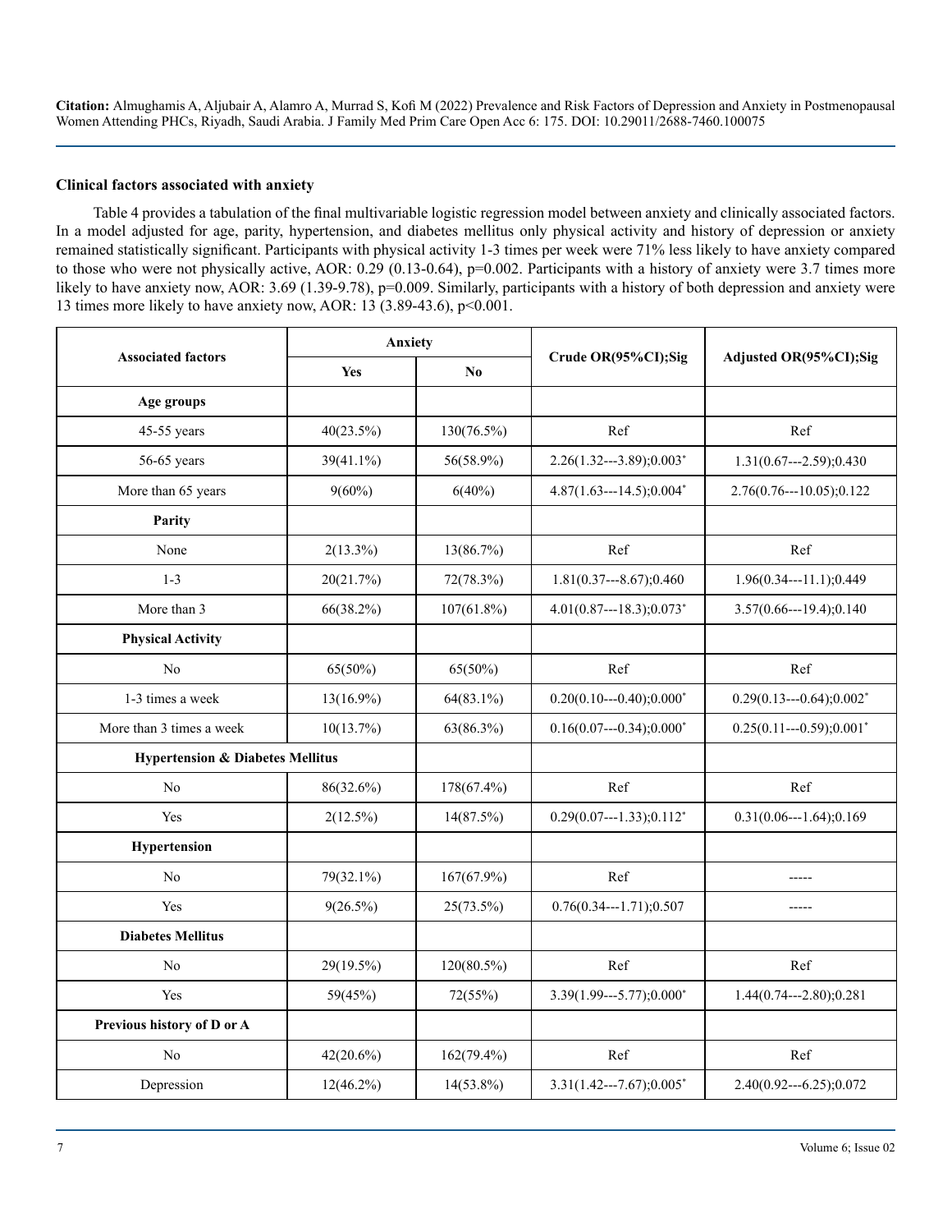### Clinical factors associated with anxiety

Table 4 provides a tabulation of the final multivariable logistic regression model between anxiety and clinically associated factors. In a model adjusted for age, parity, hypertension, and diabetes mellitus only physical activity and history of depression or anxiety remained statistically significant. Participants with physical activity 1-3 times per week were 71% less likely to have anxiety compared to those who were not physically active, AOR: 0.29 (0.13-0.64), p=0.002. Participants with a history of anxiety were 3.7 times more likely to have anxiety now, AOR: 3.69 (1.39-9.78), p=0.009. Similarly, participants with a history of both depression and anxiety were 13 times more likely to have anxiety now, AOR: 13 (3.89-43.6), p<0.001.

| Associated factors | Anxiety | | Crude OR(95%CI);Sig | Adjusted OR(95%CI);Sig |
|---|---|---|---|---|
| | Yes | No | | |
| **Age groups** | | | | |
| 45-55 years | 40(23.5%) | 130(76.5%) | Ref | Ref |
| 56-65 years | 39(41.1%) | 56(58.9%) | 2.26(1.32---3.89);0.003* | 1.31(0.67---2.59);0.430 |
| More than 65 years | 9(60%) | 6(40%) | 4.87(1.63---14.5);0.004* | 2.76(0.76---10.05);0.122 |
| **Parity** | | | | |
| None | 2(13.3%) | 13(86.7%) | Ref | Ref |
| 1-3 | 20(21.7%) | 72(78.3%) | 1.81(0.37---8.67);0.460 | 1.96(0.34---11.1);0.449 |
| More than 3 | 66(38.2%) | 107(61.8%) | 4.01(0.87---18.3);0.073* | 3.57(0.66---19.4);0.140 |
| **Physical Activity** | | | | |
| No | 65(50%) | 65(50%) | Ref | Ref |
| 1-3 times a week | 13(16.9%) | 64(83.1%) | 0.20(0.10---0.40);0.000* | 0.29(0.13---0.64);0.002* |
| More than 3 times a week | 10(13.7%) | 63(86.3%) | 0.16(0.07---0.34);0.000* | 0.25(0.11---0.59);0.001* |
| **Hypertension & Diabetes Mellitus** | | | | |
| No | 86(32.6%) | 178(67.4%) | Ref | Ref |
| Yes | 2(12.5%) | 14(87.5%) | 0.29(0.07---1.33);0.112* | 0.31(0.06---1.64);0.169 |
| **Hypertension** | | | | |
| No | 79(32.1%) | 167(67.9%) | Ref | ----- |
| Yes | 9(26.5%) | 25(73.5%) | 0.76(0.34---1.71);0.507 | ----- |
| **Diabetes Mellitus** | | | | |
| No | 29(19.5%) | 120(80.5%) | Ref | Ref |
| Yes | 59(45%) | 72(55%) | 3.39(1.99---5.77);0.000* | 1.44(0.74---2.80);0.281 |
| **Previous history of D or A** | | | | |
| No | 42(20.6%) | 162(79.4%) | Ref | Ref |
| Depression | 12(46.2%) | 14(53.8%) | 3.31(1.42---7.67);0.005* | 2.40(0.92---6.25);0.072 |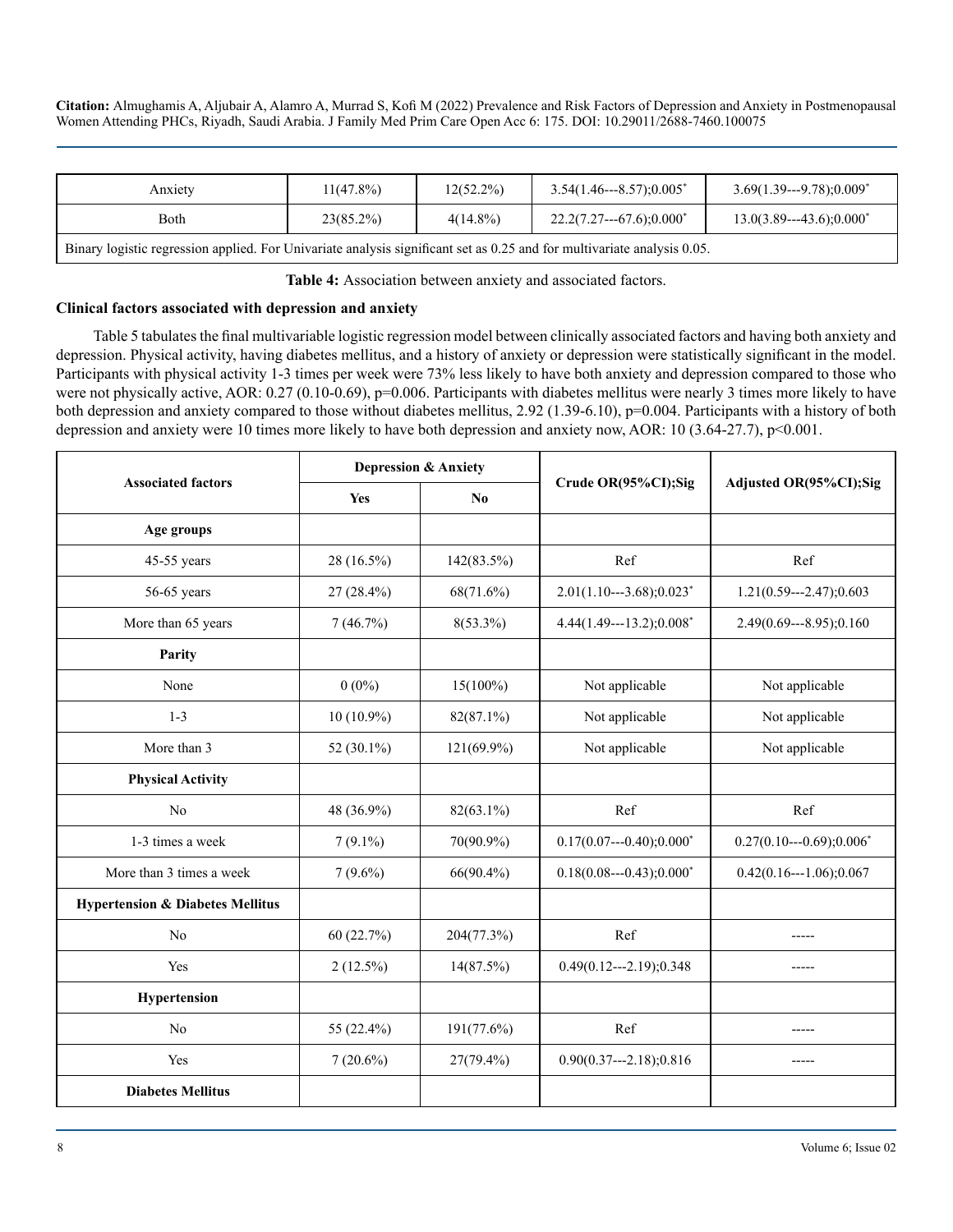| Anxiety | 11(47.8%) | 12(52.2%) | 3.54(1.46---8.57);0.005* | 3.69(1.39---9.78);0.009* |
|---|---|---|---|---|
| Both | 23(85.2%) | 4(14.8%) | 22.2(7.27---67.6);0.000* | 13.0(3.89---43.6);0.000* |
| Binary logistic regression applied. For Univariate analysis significant set as 0.25 and for multivariate analysis 0.05. | | | | |

**Table 4:** Association between anxiety and associated factors.

### Clinical factors associated with depression and anxiety

Table 5 tabulates the final multivariable logistic regression model between clinically associated factors and having both anxiety and depression. Physical activity, having diabetes mellitus, and a history of anxiety or depression were statistically significant in the model. Participants with physical activity 1-3 times per week were 73% less likely to have both anxiety and depression compared to those who were not physically active, AOR: 0.27 (0.10-0.69), p=0.006. Participants with diabetes mellitus were nearly 3 times more likely to have both depression and anxiety compared to those without diabetes mellitus, 2.92 (1.39-6.10), p=0.004. Participants with a history of both depression and anxiety were 10 times more likely to have both depression and anxiety now, AOR: 10 (3.64-27.7), p<0.001.

| Associated factors | Depression & Anxiety | | Crude OR(95%CI);Sig | Adjusted OR(95%CI);Sig |
|---|---|---|---|---|
| | Yes | No | | |
| **Age groups** | | | | |
| 45-55 years | 28 (16.5%) | 142(83.5%) | Ref | Ref |
| 56-65 years | 27 (28.4%) | 68(71.6%) | 2.01(1.10---3.68);0.023* | 1.21(0.59---2.47);0.603 |
| More than 65 years | 7 (46.7%) | 8(53.3%) | 4.44(1.49---13.2);0.008* | 2.49(0.69---8.95);0.160 |
| **Parity** | | | | |
| None | 0 (0%) | 15(100%) | Not applicable | Not applicable |
| 1-3 | 10 (10.9%) | 82(87.1%) | Not applicable | Not applicable |
| More than 3 | 52 (30.1%) | 121(69.9%) | Not applicable | Not applicable |
| **Physical Activity** | | | | |
| No | 48 (36.9%) | 82(63.1%) | Ref | Ref |
| 1-3 times a week | 7 (9.1%) | 70(90.9%) | 0.17(0.07---0.40);0.000* | 0.27(0.10---0.69);0.006* |
| More than 3 times a week | 7 (9.6%) | 66(90.4%) | 0.18(0.08---0.43);0.000* | 0.42(0.16---1.06);0.067 |
| **Hypertension & Diabetes Mellitus** | | | | |
| No | 60 (22.7%) | 204(77.3%) | Ref | ----- |
| Yes | 2 (12.5%) | 14(87.5%) | 0.49(0.12---2.19);0.348 | ----- |
| **Hypertension** | | | | |
| No | 55 (22.4%) | 191(77.6%) | Ref | ----- |
| Yes | 7 (20.6%) | 27(79.4%) | 0.90(0.37---2.18);0.816 | ----- |
| **Diabetes Mellitus** | | | | |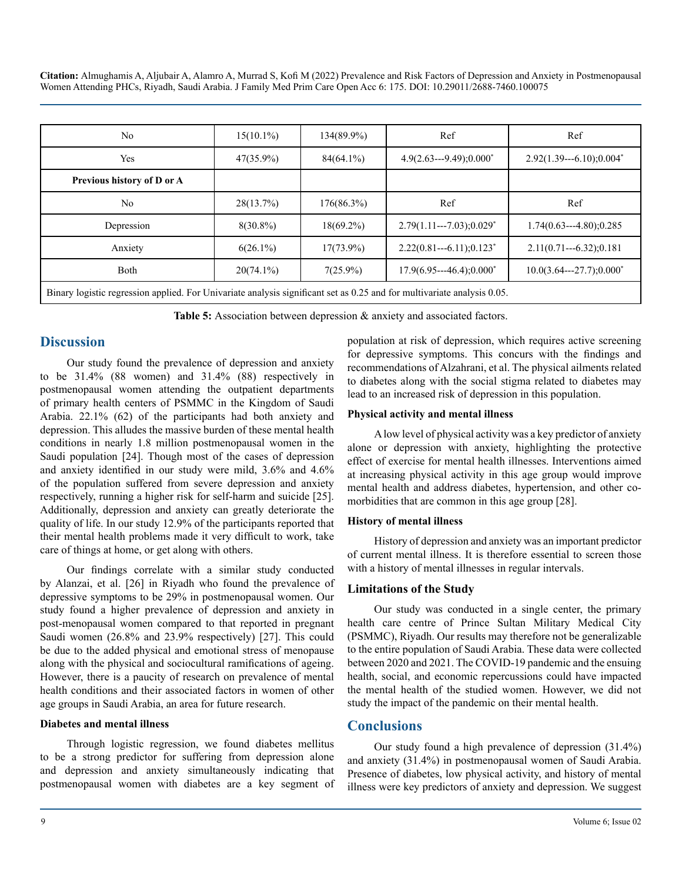| No | 15(10.1%) | 134(89.9%) | Ref | Ref |
|---|---|---|---|---|
| Yes | 47(35.9%) | 84(64.1%) | 4.9(2.63---9.49);0.000* | 2.92(1.39---6.10);0.004* |
| **Previous history of D or A** | | | | |
| No | 28(13.7%) | 176(86.3%) | Ref | Ref |
| Depression | 8(30.8%) | 18(69.2%) | 2.79(1.11---7.03);0.029* | 1.74(0.63---4.80);0.285 |
| Anxiety | 6(26.1%) | 17(73.9%) | 2.22(0.81---6.11);0.123* | 2.11(0.71---6.32);0.181 |
| Both | 20(74.1%) | 7(25.9%) | 17.9(6.95---46.4);0.000* | 10.0(3.64---27.7);0.000* |
| Binary logistic regression applied. For Univariate analysis significant set as 0.25 and for multivariate analysis 0.05. | | | | |

**Table 5:** Association between depression & anxiety and associated factors.

## Discussion

Our study found the prevalence of depression and anxiety to be 31.4% (88 women) and 31.4% (88) respectively in postmenopausal women attending the outpatient departments of primary health centers of PSMMC in the Kingdom of Saudi Arabia. 22.1% (62) of the participants had both anxiety and depression. This alludes the massive burden of these mental health conditions in nearly 1.8 million postmenopausal women in the Saudi population [24]. Though most of the cases of depression and anxiety identified in our study were mild, 3.6% and 4.6% of the population suffered from severe depression and anxiety respectively, running a higher risk for self-harm and suicide [25]. Additionally, depression and anxiety can greatly deteriorate the quality of life. In our study 12.9% of the participants reported that their mental health problems made it very difficult to work, take care of things at home, or get along with others.

Our findings correlate with a similar study conducted by Alanzai, et al. [26] in Riyadh who found the prevalence of depressive symptoms to be 29% in postmenopausal women. Our study found a higher prevalence of depression and anxiety in post-menopausal women compared to that reported in pregnant Saudi women (26.8% and 23.9% respectively) [27]. This could be due to the added physical and emotional stress of menopause along with the physical and sociocultural ramifications of ageing. However, there is a paucity of research on prevalence of mental health conditions and their associated factors in women of other age groups in Saudi Arabia, an area for future research.

**Diabetes and mental illness**

Through logistic regression, we found diabetes mellitus to be a strong predictor for suffering from depression alone and depression and anxiety simultaneously indicating that postmenopausal women with diabetes are a key segment of population at risk of depression, which requires active screening for depressive symptoms. This concurs with the findings and recommendations of Alzahrani, et al. The physical ailments related to diabetes along with the social stigma related to diabetes may lead to an increased risk of depression in this population.

**Physical activity and mental illness**

A low level of physical activity was a key predictor of anxiety alone or depression with anxiety, highlighting the protective effect of exercise for mental health illnesses. Interventions aimed at increasing physical activity in this age group would improve mental health and address diabetes, hypertension, and other co-morbidities that are common in this age group [28].

**History of mental illness**

History of depression and anxiety was an important predictor of current mental illness. It is therefore essential to screen those with a history of mental illnesses in regular intervals.

### Limitations of the Study

Our study was conducted in a single center, the primary health care centre of Prince Sultan Military Medical City (PSMMC), Riyadh. Our results may therefore not be generalizable to the entire population of Saudi Arabia. These data were collected between 2020 and 2021. The COVID-19 pandemic and the ensuing health, social, and economic repercussions could have impacted the mental health of the studied women. However, we did not study the impact of the pandemic on their mental health.

## Conclusions

Our study found a high prevalence of depression (31.4%) and anxiety (31.4%) in postmenopausal women of Saudi Arabia. Presence of diabetes, low physical activity, and history of mental illness were key predictors of anxiety and depression. We suggest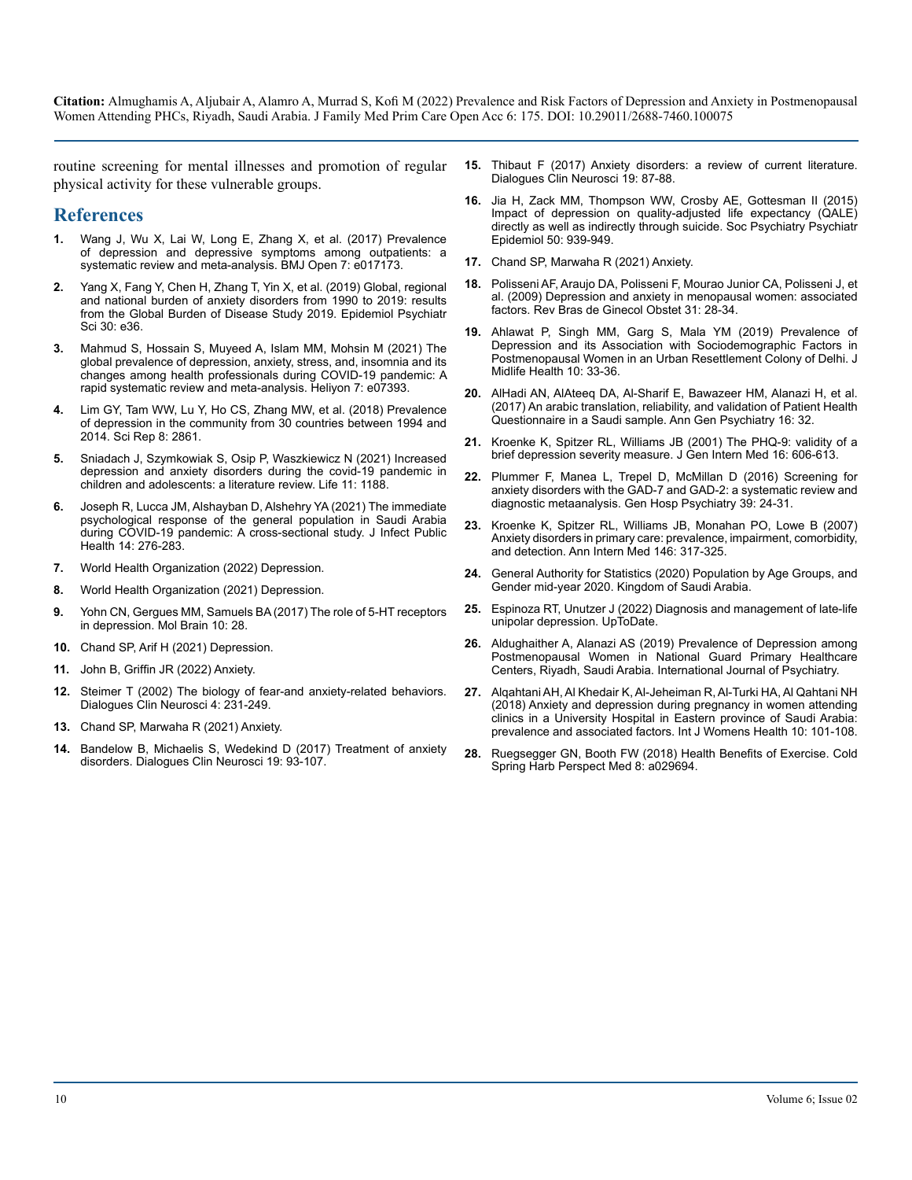routine screening for mental illnesses and promotion of regular physical activity for these vulnerable groups.

## References

1. Wang J, Wu X, Lai W, Long E, Zhang X, et al. (2017) Prevalence of depression and depressive symptoms among outpatients: a systematic review and meta-analysis. BMJ Open 7: e017173.
2. Yang X, Fang Y, Chen H, Zhang T, Yin X, et al. (2019) Global, regional and national burden of anxiety disorders from 1990 to 2019: results from the Global Burden of Disease Study 2019. Epidemiol Psychiatr Sci 30: e36.
3. Mahmud S, Hossain S, Muyeed A, Islam MM, Mohsin M (2021) The global prevalence of depression, anxiety, stress, and, insomnia and its changes among health professionals during COVID-19 pandemic: A rapid systematic review and meta-analysis. Heliyon 7: e07393.
4. Lim GY, Tam WW, Lu Y, Ho CS, Zhang MW, et al. (2018) Prevalence of depression in the community from 30 countries between 1994 and 2014. Sci Rep 8: 2861.
5. Sniadach J, Szymkowiak S, Osip P, Waszkiewicz N (2021) Increased depression and anxiety disorders during the covid-19 pandemic in children and adolescents: a literature review. Life 11: 1188.
6. Joseph R, Lucca JM, Alshayban D, Alshehry YA (2021) The immediate psychological response of the general population in Saudi Arabia during COVID-19 pandemic: A cross-sectional study. J Infect Public Health 14: 276-283.
7. World Health Organization (2022) Depression.
8. World Health Organization (2021) Depression.
9. Yohn CN, Gergues MM, Samuels BA (2017) The role of 5-HT receptors in depression. Mol Brain 10: 28.
10. Chand SP, Arif H (2021) Depression.
11. John B, Griffin JR (2022) Anxiety.
12. Steimer T (2002) The biology of fear-and anxiety-related behaviors. Dialogues Clin Neurosci 4: 231-249.
13. Chand SP, Marwaha R (2021) Anxiety.
14. Bandelow B, Michaelis S, Wedekind D (2017) Treatment of anxiety disorders. Dialogues Clin Neurosci 19: 93-107.
15. Thibaut F (2017) Anxiety disorders: a review of current literature. Dialogues Clin Neurosci 19: 87-88.
16. Jia H, Zack MM, Thompson WW, Crosby AE, Gottesman II (2015) Impact of depression on quality-adjusted life expectancy (QALE) directly as well as indirectly through suicide. Soc Psychiatry Psychiatr Epidemiol 50: 939-949.
17. Chand SP, Marwaha R (2021) Anxiety.
18. Polisseni AF, Araujo DA, Polisseni F, Mourao Junior CA, Polisseni J, et al. (2009) Depression and anxiety in menopausal women: associated factors. Rev Bras de Ginecol Obstet 31: 28-34.
19. Ahlawat P, Singh MM, Garg S, Mala YM (2019) Prevalence of Depression and its Association with Sociodemographic Factors in Postmenopausal Women in an Urban Resettlement Colony of Delhi. J Midlife Health 10: 33-36.
20. AlHadi AN, AlAteeq DA, Al-Sharif E, Bawazeer HM, Alanazi H, et al. (2017) An arabic translation, reliability, and validation of Patient Health Questionnaire in a Saudi sample. Ann Gen Psychiatry 16: 32.
21. Kroenke K, Spitzer RL, Williams JB (2001) The PHQ-9: validity of a brief depression severity measure. J Gen Intern Med 16: 606-613.
22. Plummer F, Manea L, Trepel D, McMillan D (2016) Screening for anxiety disorders with the GAD-7 and GAD-2: a systematic review and diagnostic metaanalysis. Gen Hosp Psychiatry 39: 24-31.
23. Kroenke K, Spitzer RL, Williams JB, Monahan PO, Lowe B (2007) Anxiety disorders in primary care: prevalence, impairment, comorbidity, and detection. Ann Intern Med 146: 317-325.
24. General Authority for Statistics (2020) Population by Age Groups, and Gender mid-year 2020. Kingdom of Saudi Arabia.
25. Espinoza RT, Unutzer J (2022) Diagnosis and management of late-life unipolar depression. UpToDate.
26. Aldughaither A, Alanazi AS (2019) Prevalence of Depression among Postmenopausal Women in National Guard Primary Healthcare Centers, Riyadh, Saudi Arabia. International Journal of Psychiatry.
27. Alqahtani AH, Al Khedair K, Al-Jeheiman R, Al-Turki HA, Al Qahtani NH (2018) Anxiety and depression during pregnancy in women attending clinics in a University Hospital in Eastern province of Saudi Arabia: prevalence and associated factors. Int J Womens Health 10: 101-108.
28. Ruegsegger GN, Booth FW (2018) Health Benefits of Exercise. Cold Spring Harb Perspect Med 8: a029694.